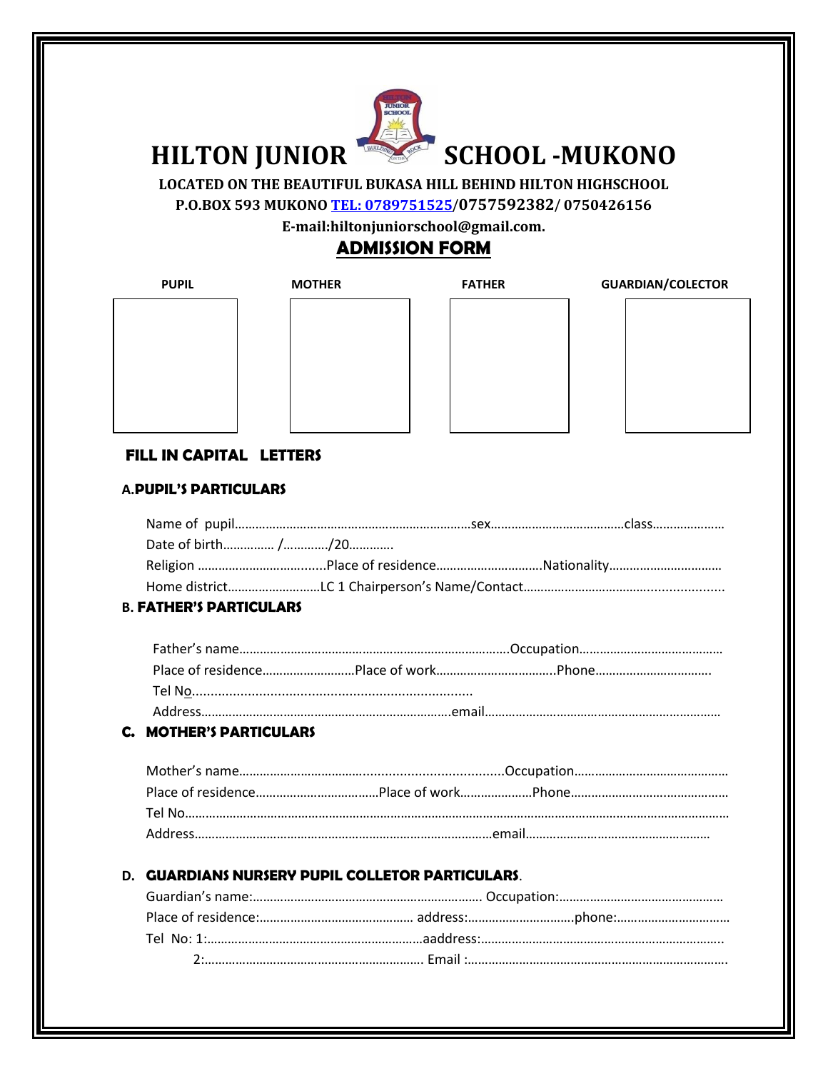# HILTON JUNIOR SCHOOL -MUKONO

**LOCATED ON THE BEAUTIFUL BUKASA HILL BEHIND HILTON HIGHSCHOOL**

**P.O.BOX 593 MUKONO TEL: 0789751525/0757592382/ 0750426156**

**E-mail:hiltonjuniorschool@gmail.com.**

## ADMISSION FORM

| PUPIL | MOTHER | FATHER | GUARDIAN/COLECTOR |
|---|---|---|---|
| | | | |

**FILL IN CAPITAL LETTERS**

### A.PUPIL'S PARTICULARS

Name of pupil……………………………………………………………sex………………………………class…………………

Date of birth…………… /…………./20…………

Religion ……………………….........Place of residence…………………………Nationality……………………………

Home district………………………LC 1 Chairperson's Name/Contact……………………………….....................

### B. FATHER'S PARTICULARS

Father's name…………………………………………………………………….Occupation……………………………………

Place of residence………………………Place of work……………………………..Phone…………………………….

Tel No.........................................................................

Address………………………………………………………………..email……………………………………………………………

### C. MOTHER'S PARTICULARS

Mother's name………………………………...................................Occupation………………………………………

Place of residence………………………………Place of work…………………Phone………………………………………

Tel No…………………………………………………………………………………………………………………………………………

Address……………………………………………………………………………email………………………………………………

### D. GUARDIANS NURSERY PUPIL COLLETOR PARTICULARS.

Guardian's name:…………………………………………………………. Occupation:…………………………………………

Place of residence:……………………………………… address:…………………………phone:……………………………

Tel No: 1:………………………………………………………aaddress:……………………………………………………………..

2:……………………………………………………… Email :…………………………………………………………………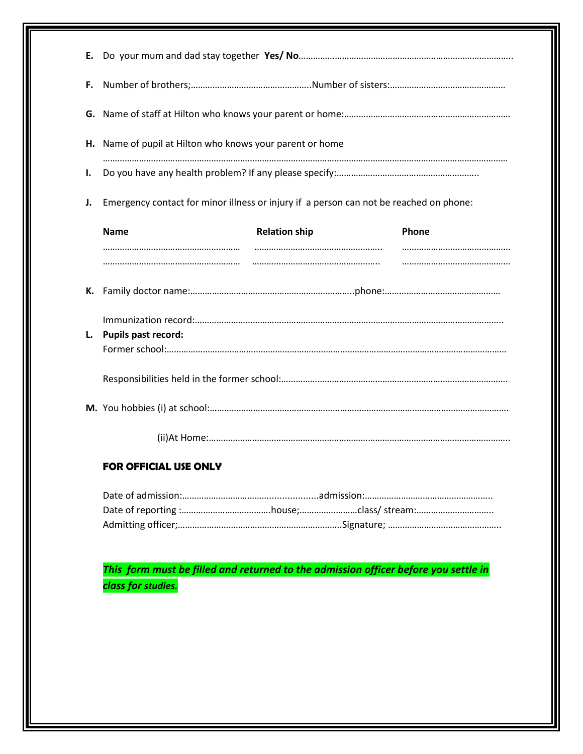**E.** Do your mum and dad stay together **Yes/ No**……………………………………………………………………………….

**F.** Number of brothers;…………………………………………..Number of sisters:…………………………………………

**G.** Name of staff at Hilton who knows your parent or home:……………………………………………………………

**H.** Name of pupil at Hilton who knows your parent or home

……………………………………………………………………………………………………………………………………………

**I.** Do you have any health problem? If any please specify:…………………………………………………..

**J.** Emergency contact for minor illness or injury if a person can not be reached on phone:

| Name | Relation ship | Phone |
|---|---|---|
| ……………………………………………… | …………………………………………….. | …………………………………… |
| ……………………………………………… | …………………………………………….. | …………………………………… |

**K.** Family doctor name:…………………………………………………………..phone:…………………………………………

Immunization record:…………………………………………………………………………………………………………..

**L.** **Pupils past record:**

Former school:…………………………………………………………………………………………………………………

Responsibilities held in the former school:………………………………………………………………………………….

**M.** You hobbies (i) at school:……………………………………………………………………………………………………

(ii)At Home:……………………………………………………………………………………………………….

**FOR OFFICIAL USE ONLY**

Date of admission:………………………………..................admission:……………………………………………..

Date of reporting :……………………………….house;……………………class/ stream:…………………………..

Admitting officer;…………………………………………………………..Signature; ………………………………………..

***This form must be filled and returned to the admission officer before you settle in class for studies.***